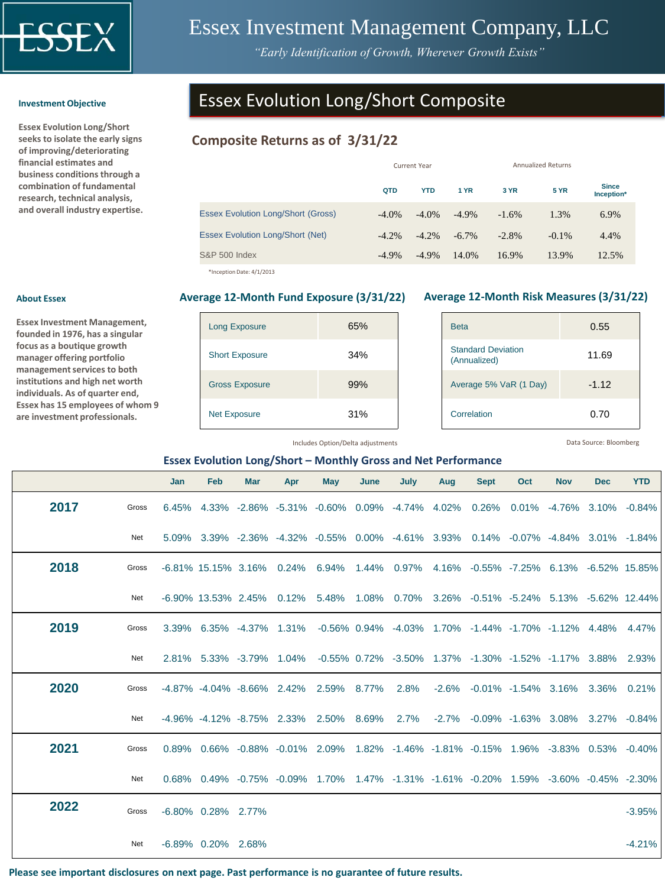# Essex Investment Management Company, LLC

*"Early Identification of Growth, Wherever Growth Exists"*

## Essex Evolution Long/Short Composite

### Investment Objective

**Essex Evolution Long/Short seeks to isolate the early signs of improving/deteriorating financial estimates and business conditions through a combination of fundamental research, technical analysis, and overall industry expertise.**

### Composite Returns as of 3/31/22

| | Current Year | | Annualized Returns | | | |
|---|---|---|---|---|---|---|
| | QTD | YTD | 1 YR | 3 YR | 5 YR | Since Inception* |
| Essex Evolution Long/Short (Gross) | -4.0% | -4.0% | -4.9% | -1.6% | 1.3% | 6.9% |
| Essex Evolution Long/Short (Net) | -4.2% | -4.2% | -6.7% | -2.8% | -0.1% | 4.4% |
| S&P 500 Index | -4.9% | -4.9% | 14.0% | 16.9% | 13.9% | 12.5% |

*Inception Date: 4/1/2013

### About Essex

**Essex Investment Management, founded in 1976, has a singular focus as a boutique growth manager offering portfolio management services to both institutions and high net worth individuals. As of quarter end, Essex has 15 employees of whom 9 are investment professionals.**

### Average 12-Month Fund Exposure (3/31/22)

| | |
|---|---|
| Long Exposure | 65% |
| Short Exposure | 34% |
| Gross Exposure | 99% |
| Net Exposure | 31% |

Includes Option/Delta adjustments

### Average 12-Month Risk Measures (3/31/22)

| | |
|---|---|
| Beta | 0.55 |
| Standard Deviation (Annualized) | 11.69 |
| Average 5% VaR (1 Day) | -1.12 |
| Correlation | 0.70 |

Data Source: Bloomberg

### Essex Evolution Long/Short – Monthly Gross and Net Performance

| | | Jan | Feb | Mar | Apr | May | June | July | Aug | Sept | Oct | Nov | Dec | YTD |
|---|---|---|---|---|---|---|---|---|---|---|---|---|---|---|
| **2017** | Gross | 6.45% | 4.33% | -2.86% | -5.31% | -0.60% | 0.09% | -4.74% | 4.02% | 0.26% | 0.01% | -4.76% | 3.10% | -0.84% |
| | Net | 5.09% | 3.39% | -2.36% | -4.32% | -0.55% | 0.00% | -4.61% | 3.93% | 0.14% | -0.07% | -4.84% | 3.01% | -1.84% |
| **2018** | Gross | -6.81% | 15.15% | 3.16% | 0.24% | 6.94% | 1.44% | 0.97% | 4.16% | -0.55% | -7.25% | 6.13% | -6.52% | 15.85% |
| | Net | -6.90% | 13.53% | 2.45% | 0.12% | 5.48% | 1.08% | 0.70% | 3.26% | -0.51% | -5.24% | 5.13% | -5.62% | 12.44% |
| **2019** | Gross | 3.39% | 6.35% | -4.37% | 1.31% | -0.56% | 0.94% | -4.03% | 1.70% | -1.44% | -1.70% | -1.12% | 4.48% | 4.47% |
| | Net | 2.81% | 5.33% | -3.79% | 1.04% | -0.55% | 0.72% | -3.50% | 1.37% | -1.30% | -1.52% | -1.17% | 3.88% | 2.93% |
| **2020** | Gross | -4.87% | -4.04% | -8.66% | 2.42% | 2.59% | 8.77% | 2.8% | -2.6% | -0.01% | -1.54% | 3.16% | 3.36% | 0.21% |
| | Net | -4.96% | -4.12% | -8.75% | 2.33% | 2.50% | 8.69% | 2.7% | -2.7% | -0.09% | -1.63% | 3.08% | 3.27% | -0.84% |
| **2021** | Gross | 0.89% | 0.66% | -0.88% | -0.01% | 2.09% | 1.82% | -1.46% | -1.81% | -0.15% | 1.96% | -3.83% | 0.53% | -0.40% |
| | Net | 0.68% | 0.49% | -0.75% | -0.09% | 1.70% | 1.47% | -1.31% | -1.61% | -0.20% | 1.59% | -3.60% | -0.45% | -2.30% |
| **2022** | Gross | -6.80% | 0.28% | 2.77% | | | | | | | | | | -3.95% |
| | Net | -6.89% | 0.20% | 2.68% | | | | | | | | | | -4.21% |

**Please see important disclosures on next page. Past performance is no guarantee of future results.**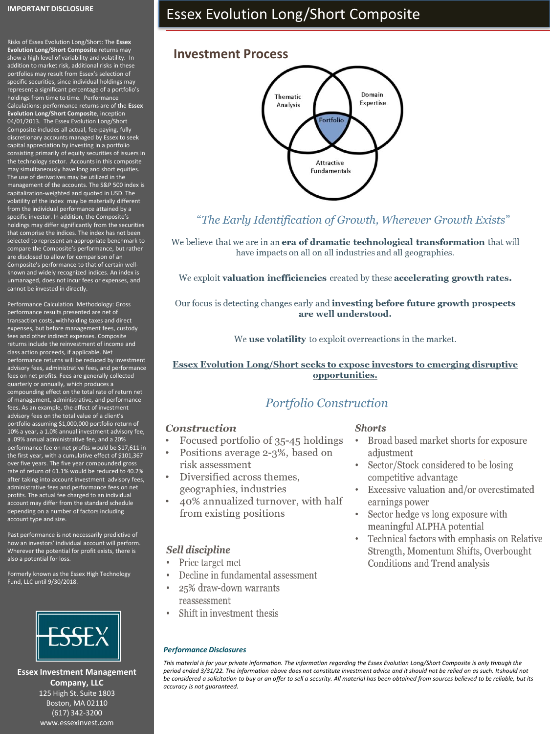# Essex Evolution Long/Short Composite

## Investment Process

Thematic Analysis

Domain Expertise

Portfolio

Attractive Fundamentals

*"The Early Identification of Growth, Wherever Growth Exists"*

We believe that we are in an **era of dramatic technological transformation** that will have impacts on all on all industries and all geographies.

We exploit **valuation inefficiencies** created by these **accelerating growth rates.**

Our focus is detecting changes early and **investing before future growth prospects are well understood.**

We **use volatility** to exploit overreactions in the market.

**Essex Evolution Long/Short seeks to expose investors to emerging disruptive opportunities.**

## *Portfolio Construction*

### *Construction*

- Focused portfolio of 35-45 holdings
- Positions average 2-3%, based on risk assessment
- Diversified across themes, geographies, industries
- 40% annualized turnover, with half from existing positions

### *Sell discipline*

- Price target met
- Decline in fundamental assessment
- 25% draw-down warrants reassessment
- Shift in investment thesis

### *Shorts*

- Broad based market shorts for exposure adjustment
- Sector/Stock considered to be losing competitive advantage
- Excessive valuation and/or overestimated earnings power
- Sector hedge vs long exposure with meaningful ALPHA potential
- Technical factors with emphasis on Relative Strength, Momentum Shifts, Overbought Conditions and Trend analysis

### *Performance Disclosures*

*This material is for your private information. The information regarding the Essex Evolution Long/Short Composite is only through the period ended 3/31/22. The information above does not constitute investment advice and it should not be relied on as such. It should not be considered a solicitation to buy or an offer to sell a security. All material has been obtained from sources believed to be reliable, but its accuracy is not guaranteed.*

**IMPORTANT DISCLOSURE**

Risks of Essex Evolution Long/Short: The **Essex Evolution Long/Short Composite** returns may show a high level of variability and volatility. In addition to market risk, additional risks in these portfolios may result from Essex's selection of specific securities, since individual holdings may represent a significant percentage of a portfolio's holdings from time to time. Performance Calculations: performance returns are of the **Essex Evolution Long/Short Composite**, inception 04/01/2013. The Essex Evolution Long/Short Composite includes all actual, fee-paying, fully discretionary accounts managed by Essex to seek capital appreciation by investing in a portfolio consisting primarily of equity securities of issuers in the technology sector. Accounts in this composite may simultaneously have long and short equities. The use of derivatives may be utilized in the management of the accounts. The S&P 500 index is capitalization-weighted and quoted in USD. The volatility of the index may be materially different from the individual performance attained by a specific investor. In addition, the Composite's holdings may differ significantly from the securities that comprise the indices. The index has not been selected to represent an appropriate benchmark to compare the Composite's performance, but rather are disclosed to allow for comparison of an Composite's performance to that of certain well-known and widely recognized indices. An index is unmanaged, does not incur fees or expenses, and cannot be invested in directly.

Performance Calculation Methodology: Gross performance results presented are net of transaction costs, withholding taxes and direct expenses, but before management fees, custody fees and other indirect expenses. Composite returns include the reinvestment of income and class action proceeds, if applicable. Net performance returns will be reduced by investment advisory fees, administrative fees, and performance fees on net profits. Fees are generally collected quarterly or annually, which produces a compounding effect on the total rate of return net of management, administrative, and performance fees. As an example, the effect of investment advisory fees on the total value of a client's portfolio assuming $1,000,000 portfolio return of 10% a year, a 1.0% annual investment advisory fee, a .09% annual administrative fee, and a 20% performance fee on net profits would be $17,611 in the first year, with a cumulative effect of $101,367 over five years. The five year compounded gross rate of return of 61.1% would be reduced to 40.2% after taking into account investment advisory fees, administrative fees and performance fees on net profits. The actual fee charged to an individual account may differ from the standard schedule depending on a number of factors including account type and size.

Past performance is not necessarily predictive of how an investors' individual account will perform. Wherever the potential for profit exists, there is also a potential for loss.

Formerly known as the Essex High Technology Fund, LLC until 9/30/2018.

ESSEX

**Essex Investment Management Company, LLC**
125 High St. Suite 1803
Boston, MA 02110
(617) 342-3200
www.essexinvest.com